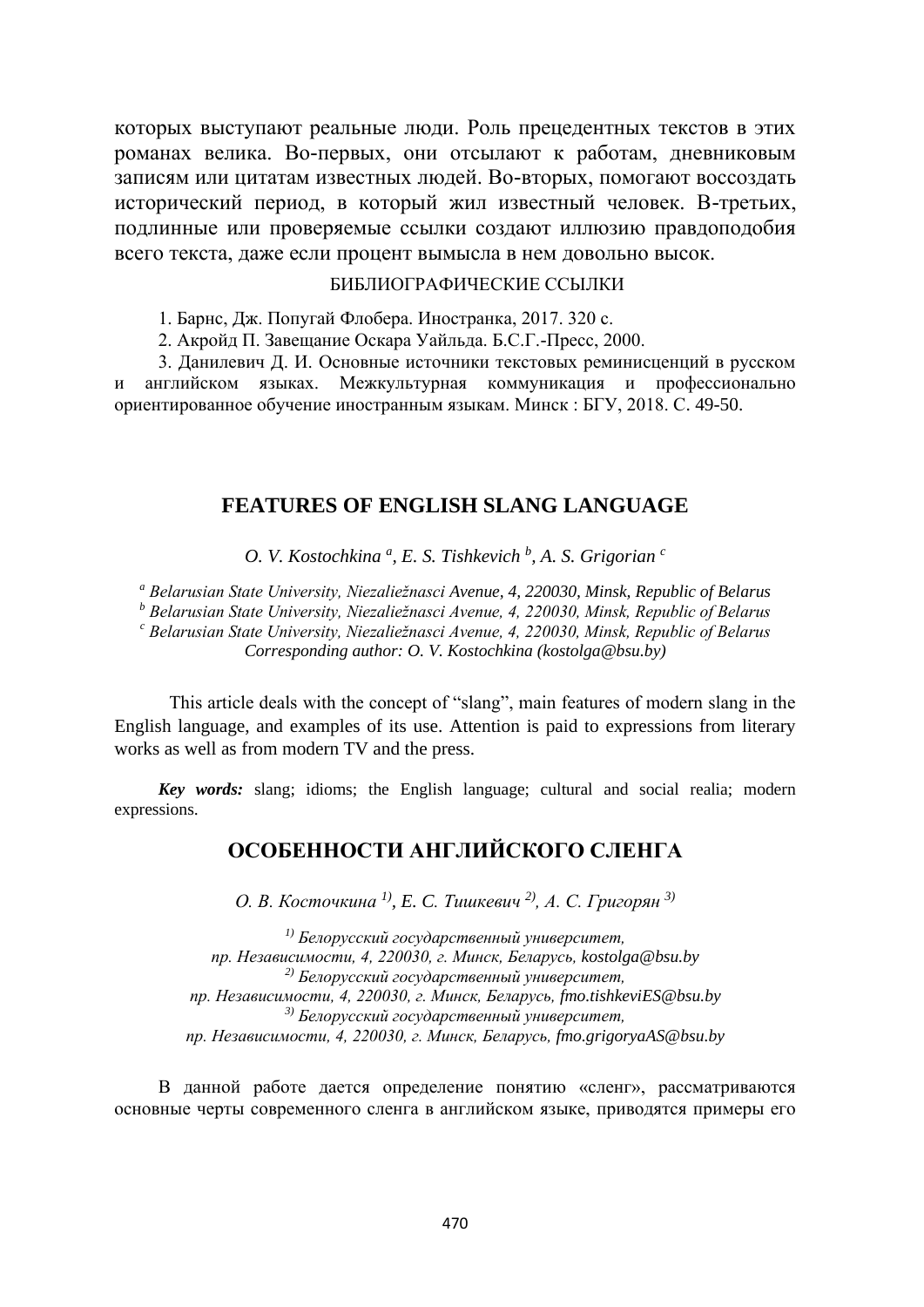которых выступают реальные люди. Роль прецедентных текстов в этих романах велика. Во-первых, они отсылают к работам, дневниковым записям или цитатам известных людей. Во-вторых, помогают воссоздать исторический период, в который жил известный человек. В-третьих, подлинные или проверяемые ссылки создают иллюзию правдоподобия всего текста, даже если процент вымысла в нем довольно высок.

БИБЛИОГРАФИЧЕСКИЕ ССЫЛКИ

1. Барнс, Дж. Попугай Флобера. Иностранка, 2017. 320 с.
2. Акройд П. Завещание Оскара Уайльда. Б.С.Г.-Пресс, 2000.
3. Данилевич Д. И. Основные источники текстовых реминисценций в русском и английском языках. Межкультурная коммуникация и профессионально ориентированное обучение иностранным языкам. Минск : БГУ, 2018. С. 49-50.

## FEATURES OF ENGLISH SLANG LANGUAGE

*O. V. Kostochkina [a], E. S. Tishkevich [b], A. S. Grigorian [c]*

*[a] Belarusian State University, Niezaliežnasci Avenue, 4, 220030, Minsk, Republic of Belarus*
*[b] Belarusian State University, Niezaliežnasci Avenue, 4, 220030, Minsk, Republic of Belarus*
*[c] Belarusian State University, Niezaliežnasci Avenue, 4, 220030, Minsk, Republic of Belarus*
*Corresponding author: O. V. Kostochkina (kostolga@bsu.by)*

This article deals with the concept of “slang”, main features of modern slang in the English language, and examples of its use. Attention is paid to expressions from literary works as well as from modern TV and the press.

***Key words:*** slang; idioms; the English language; cultural and social realia; modern expressions.

## ОСОБЕННОСТИ АНГЛИЙСКОГО СЛЕНГА

*О. В. Косточкина [1)], Е. С. Тишкевич [2)], А. С. Григорян [3)]*

*[1)] Белорусский государственный университет,*
*пр. Независимости, 4, 220030, г. Минск, Беларусь, kostolga@bsu.by*
*[2)] Белорусский государственный университет,*
*пр. Независимости, 4, 220030, г. Минск, Беларусь, fmo.tishkeviES@bsu.by*
*[3)] Белорусский государственный университет,*
*пр. Независимости, 4, 220030, г. Минск, Беларусь, fmo.grigoryaAS@bsu.by*

В данной работе дается определение понятию «сленг», рассматриваются основные черты современного сленга в английском языке, приводятся примеры его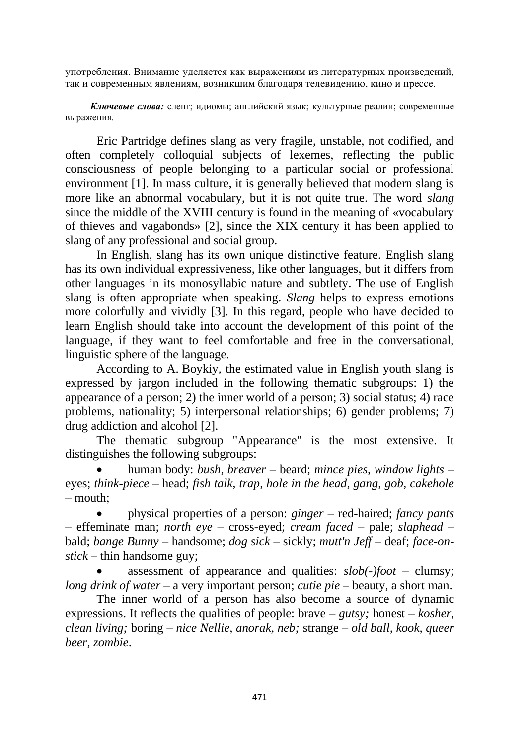употребления. Внимание уделяется как выражениям из литературных произведений, так и современным явлениям, возникшим благодаря телевидению, кино и прессе.

***Ключевые слова:*** сленг; идиомы; английский язык; культурные реалии; современные выражения.

Eric Partridge defines slang as very fragile, unstable, not codified, and often completely colloquial subjects of lexemes, reflecting the public consciousness of people belonging to a particular social or professional environment [1]. In mass culture, it is generally believed that modern slang is more like an abnormal vocabulary, but it is not quite true. The word *slang* since the middle of the XVIII century is found in the meaning of «vocabulary of thieves and vagabonds» [2], since the XIX century it has been applied to slang of any professional and social group.

In English, slang has its own unique distinctive feature. English slang has its own individual expressiveness, like other languages, but it differs from other languages in its monosyllabic nature and subtlety. The use of English slang is often appropriate when speaking. *Slang* helps to express emotions more colorfully and vividly [3]. In this regard, people who have decided to learn English should take into account the development of this point of the language, if they want to feel comfortable and free in the conversational, linguistic sphere of the language.

According to A. Boykiy, the estimated value in English youth slang is expressed by jargon included in the following thematic subgroups: 1) the appearance of a person; 2) the inner world of a person; 3) social status; 4) race problems, nationality; 5) interpersonal relationships; 6) gender problems; 7) drug addiction and alcohol [2].

The thematic subgroup "Appearance" is the most extensive. It distinguishes the following subgroups:

- human body: *bush, breaver* – beard; *mince pies, window lights* – eyes; *think-piece* – head; *fish talk, trap, hole in the head, gang, gob, cakehole* – mouth;
- physical properties of a person: *ginger* – red-haired; *fancy pants* – effeminate man; *north eye* – cross-eyed; *cream faced* – pale; *slaphead* – bald; *bange Bunny* – handsome; *dog sick* – sickly; *mutt'n Jeff* – deaf; *face-on-stick* – thin handsome guy;
- assessment of appearance and qualities: *slob(-)foot* – clumsy; *long drink of water* – a very important person; *cutie pie* – beauty, a short man.

The inner world of a person has also become a source of dynamic expressions. It reflects the qualities of people: brave – *gutsy;* honest – *kosher, clean living;* boring – *nice Nellie, anorak, neb;* strange – *old ball, kook, queer beer, zombie*.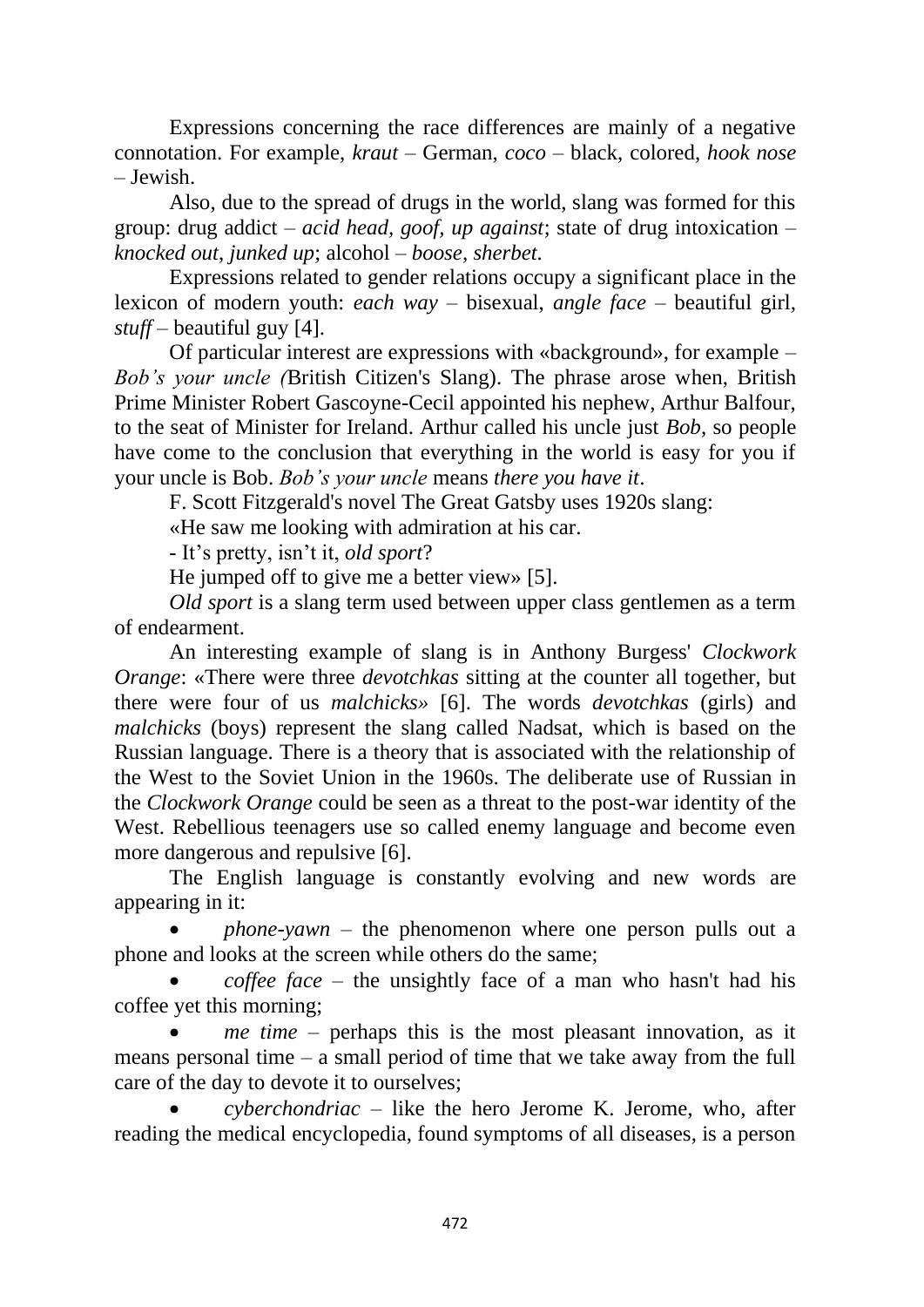Expressions concerning the race differences are mainly of a negative connotation. For example, *kraut* – German, *coco* – black, colored, *hook nose* – Jewish.

Also, due to the spread of drugs in the world, slang was formed for this group: drug addict – *acid head, goof, up against*; state of drug intoxication – *knocked out, junked up*; alcohol – *boose, sherbet.*

Expressions related to gender relations occupy a significant place in the lexicon of modern youth: *each way* – bisexual, *angle face* – beautiful girl, *stuff* – beautiful guy [4].

Of particular interest are expressions with «background», for example – *Bob's your uncle (*British Citizen's Slang). The phrase arose when, British Prime Minister Robert Gascoyne-Cecil appointed his nephew, Arthur Balfour, to the seat of Minister for Ireland. Arthur called his uncle just *Bob*, so people have come to the conclusion that everything in the world is easy for you if your uncle is Bob. *Bob's your uncle* means *there you have it*.

F. Scott Fitzgerald's novel The Great Gatsby uses 1920s slang:

«He saw me looking with admiration at his car.

- It's pretty, isn't it, *old sport*?

He jumped off to give me a better view» [5].

*Old sport* is a slang term used between upper class gentlemen as a term of endearment.

An interesting example of slang is in Anthony Burgess' *Clockwork Orange*: «There were three *devotchkas* sitting at the counter all together, but there were four of us *malchicks*» [6]. The words *devotchkas* (girls) and *malchicks* (boys) represent the slang called Nadsat, which is based on the Russian language. There is a theory that is associated with the relationship of the West to the Soviet Union in the 1960s. The deliberate use of Russian in the *Clockwork Orange* could be seen as a threat to the post-war identity of the West. Rebellious teenagers use so called enemy language and become even more dangerous and repulsive [6].

The English language is constantly evolving and new words are appearing in it:

- *phone-yawn* – the phenomenon where one person pulls out a phone and looks at the screen while others do the same;
- *coffee face* – the unsightly face of a man who hasn't had his coffee yet this morning;
- *me time* – perhaps this is the most pleasant innovation, as it means personal time – a small period of time that we take away from the full care of the day to devote it to ourselves;
- *cyberchondriac* – like the hero Jerome K. Jerome, who, after reading the medical encyclopedia, found symptoms of all diseases, is a person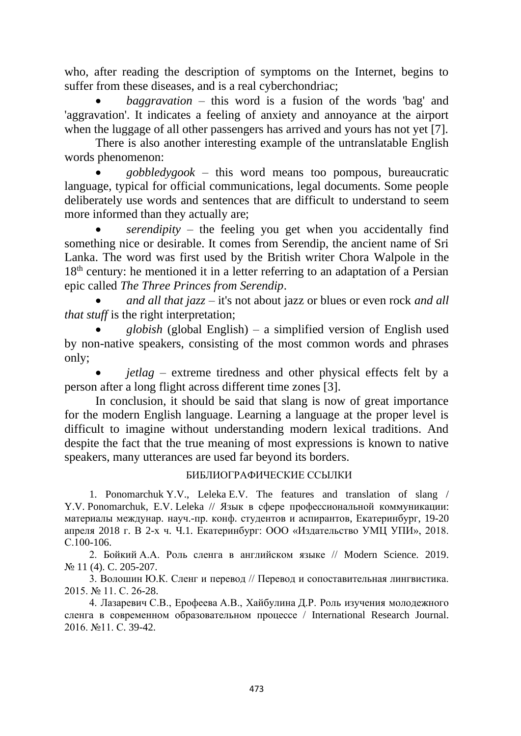who, after reading the description of symptoms on the Internet, begins to suffer from these diseases, and is a real cyberchondriac;

- *baggravation* – this word is a fusion of the words 'bag' and 'aggravation'. It indicates a feeling of anxiety and annoyance at the airport when the luggage of all other passengers has arrived and yours has not yet [7].

There is also another interesting example of the untranslatable English words phenomenon:

- *gobbledygook* – this word means too pompous, bureaucratic language, typical for official communications, legal documents. Some people deliberately use words and sentences that are difficult to understand to seem more informed than they actually are;
- *serendipity* – the feeling you get when you accidentally find something nice or desirable. It comes from Serendip, the ancient name of Sri Lanka. The word was first used by the British writer Chora Walpole in the 18th century: he mentioned it in a letter referring to an adaptation of a Persian epic called *The Three Princes from Serendip*.
- *and all that jazz* – it's not about jazz or blues or even rock *and all that stuff* is the right interpretation;
- *globish* (global English) – a simplified version of English used by non-native speakers, consisting of the most common words and phrases only;
- *jetlag* – extreme tiredness and other physical effects felt by a person after a long flight across different time zones [3].

In conclusion, it should be said that slang is now of great importance for the modern English language. Learning a language at the proper level is difficult to imagine without understanding modern lexical traditions. And despite the fact that the true meaning of most expressions is known to native speakers, many utterances are used far beyond its borders.

## БИБЛИОГРАФИЧЕСКИЕ ССЫЛКИ

1. Ponomarchuk Y.V., Leleka E.V. The features and translation of slang / Y.V. Ponomarchuk, E.V. Leleka // Язык в сфере профессиональной коммуникации: материалы междунар. науч.-пр. конф. студентов и аспирантов, Екатеринбург, 19-20 апреля 2018 г. В 2-х ч. Ч.1. Екатеринбург: ООО «Издательство УМЦ УПИ», 2018. С.100-106.
2. Бойкий А.А. Роль сленга в английском языке // Modern Science. 2019. № 11 (4). С. 205-207.
3. Волошин Ю.К. Сленг и перевод // Перевод и сопоставительная лингвистика. 2015. № 11. С. 26-28.
4. Лазаревич С.В., Ерофеева А.В., Хайбулина Д.Р. Роль изучения молодежного сленга в современном образовательном процессе / International Research Journal. 2016. №11. С. 39-42.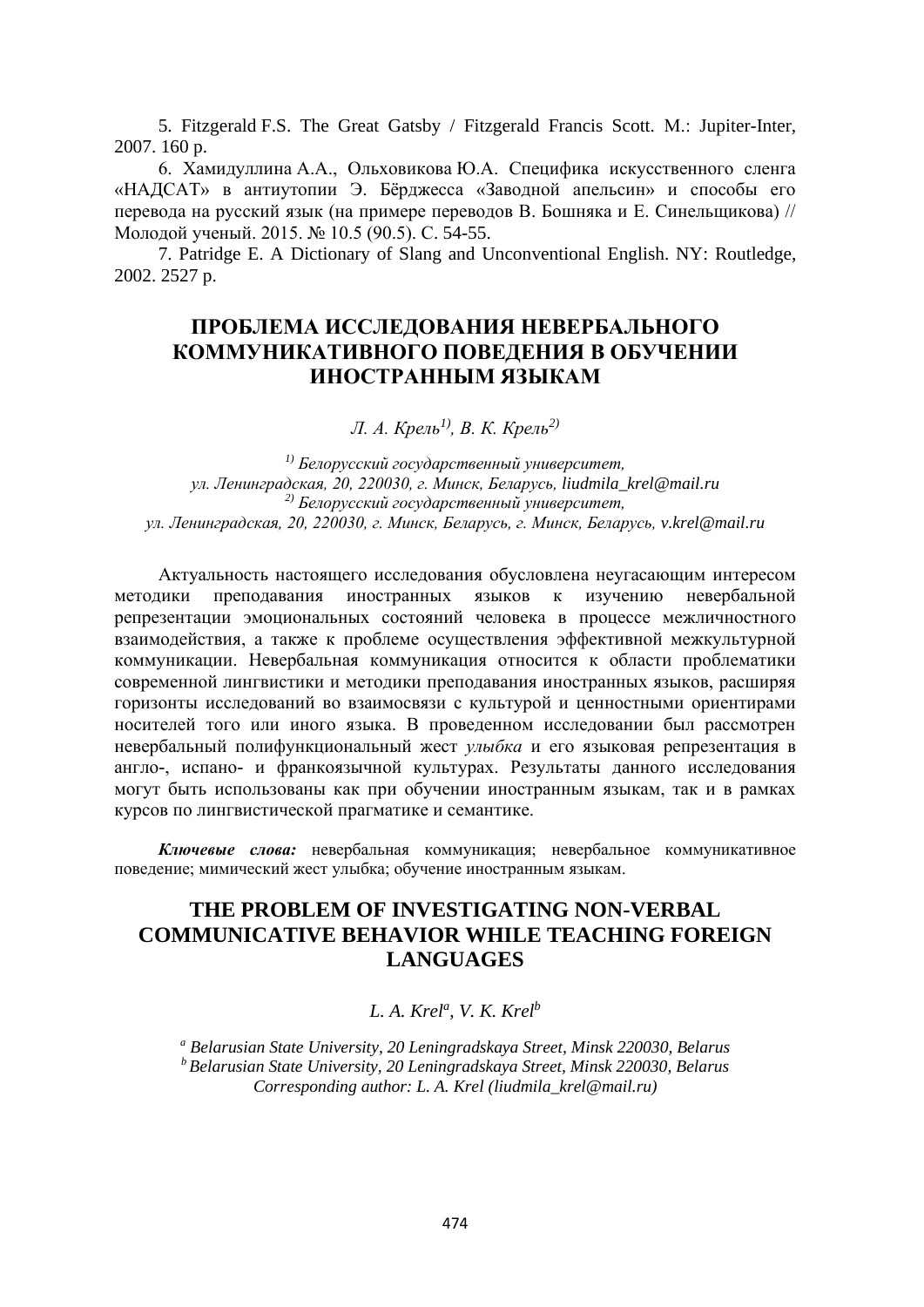5. Fitzgerald F.S. The Great Gatsby / Fitzgerald Francis Scott. M.: Jupiter-Inter, 2007. 160 p.

6. Хамидуллина А.А., Ольховикова Ю.А. Специфика искусственного сленга «НАДСАТ» в антиутопии Э. Бёрджесса «Заводной апельсин» и способы его перевода на русский язык (на примере переводов В. Бошняка и Е. Синельщикова) // Молодой ученый. 2015. № 10.5 (90.5). С. 54-55.

7. Patridge E. A Dictionary of Slang and Unconventional English. NY: Routledge, 2002. 2527 p.

## ПРОБЛЕМА ИССЛЕДОВАНИЯ НЕВЕРБАЛЬНОГО КОММУНИКАТИВНОГО ПОВЕДЕНИЯ В ОБУЧЕНИИ ИНОСТРАННЫМ ЯЗЫКАМ

*Л. А. Крель[1], В. К. Крель[2]*

*[1] Белорусский государственный университет, ул. Ленинградская, 20, 220030, г. Минск, Беларусь, liudmila_krel@mail.ru*
*[2] Белорусский государственный университет, ул. Ленинградская, 20, 220030, г. Минск, Беларусь, г. Минск, Беларусь, v.krel@mail.ru*

Актуальность настоящего исследования обусловлена неугасающим интересом методики преподавания иностранных языков к изучению невербальной репрезентации эмоциональных состояний человека в процессе межличностного взаимодействия, а также к проблеме осуществления эффективной межкультурной коммуникации. Невербальная коммуникация относится к области проблематики современной лингвистики и методики преподавания иностранных языков, расширяя горизонты исследований во взаимосвязи с культурой и ценностными ориентирами носителей того или иного языка. В проведенном исследовании был рассмотрен невербальный полифункциональный жест *улыбка* и его языковая репрезентация в англо-, испано- и франкоязычной культурах. Результаты данного исследования могут быть использованы как при обучении иностранным языкам, так и в рамках курсов по лингвистической прагматике и семантике.

***Ключевые слова:*** невербальная коммуникация; невербальное коммуникативное поведение; мимический жест улыбка; обучение иностранным языкам.

## THE PROBLEM OF INVESTIGATING NON-VERBAL COMMUNICATIVE BEHAVIOR WHILE TEACHING FOREIGN LANGUAGES

*L. A. Krel[a], V. K. Krel[b]*

*[a] Belarusian State University, 20 Leningradskaya Street, Minsk 220030, Belarus*
*[b] Belarusian State University, 20 Leningradskaya Street, Minsk 220030, Belarus*
*Corresponding author: L. A. Krel (liudmila_krel@mail.ru)*